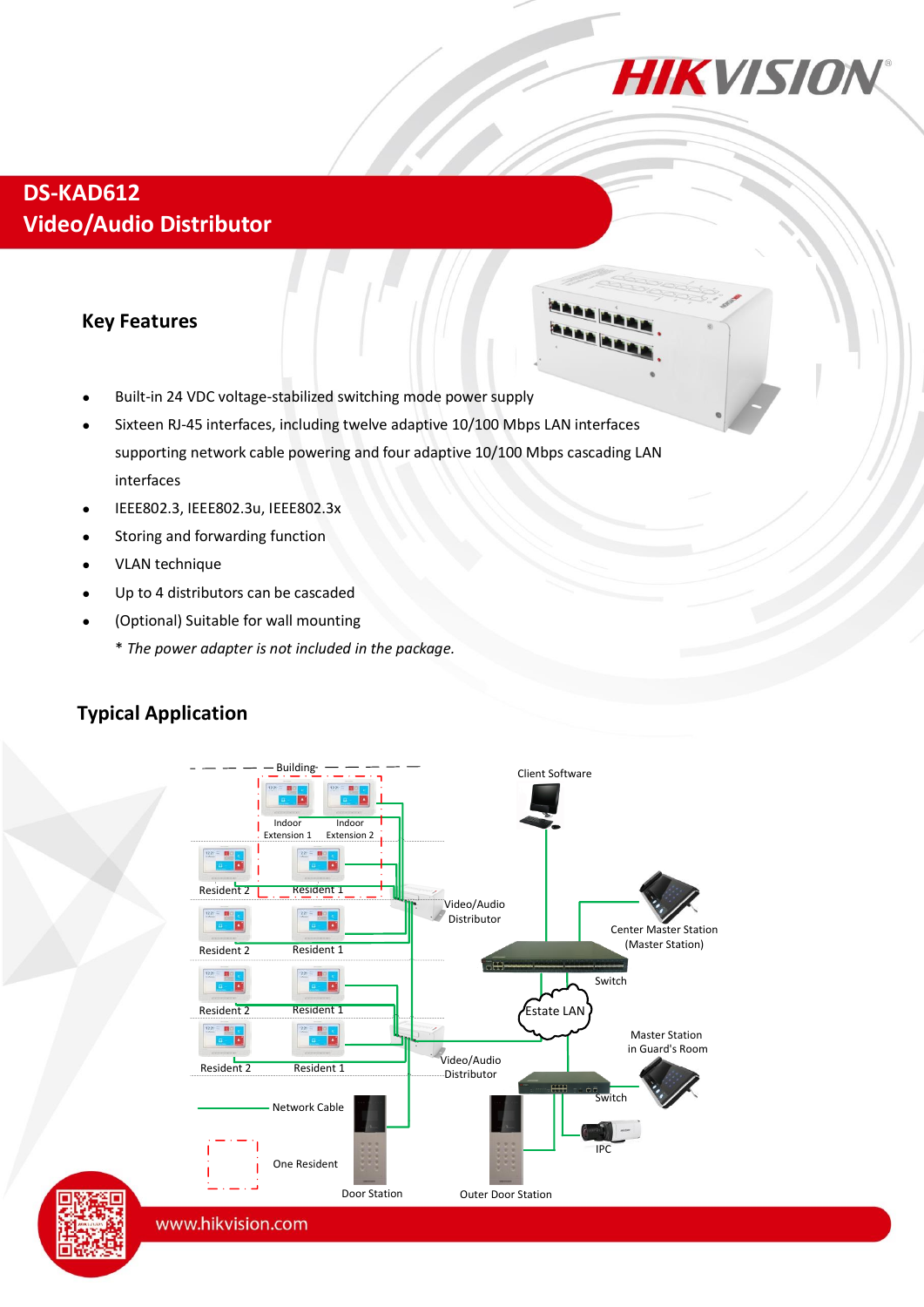# DS-KAD612
# Video/Audio Distributor

## Key Features

- Built-in 24 VDC voltage-stabilized switching mode power supply
- Sixteen RJ-45 interfaces, including twelve adaptive 10/100 Mbps LAN interfaces supporting network cable powering and four adaptive 10/100 Mbps cascading LAN interfaces
- IEEE802.3, IEEE802.3u, IEEE802.3x
- Storing and forwarding function
- VLAN technique
- Up to 4 distributors can be cascaded
- (Optional) Suitable for wall mounting

  * *The power adapter is not included in the package.*

## Typical Application

www.hikvision.com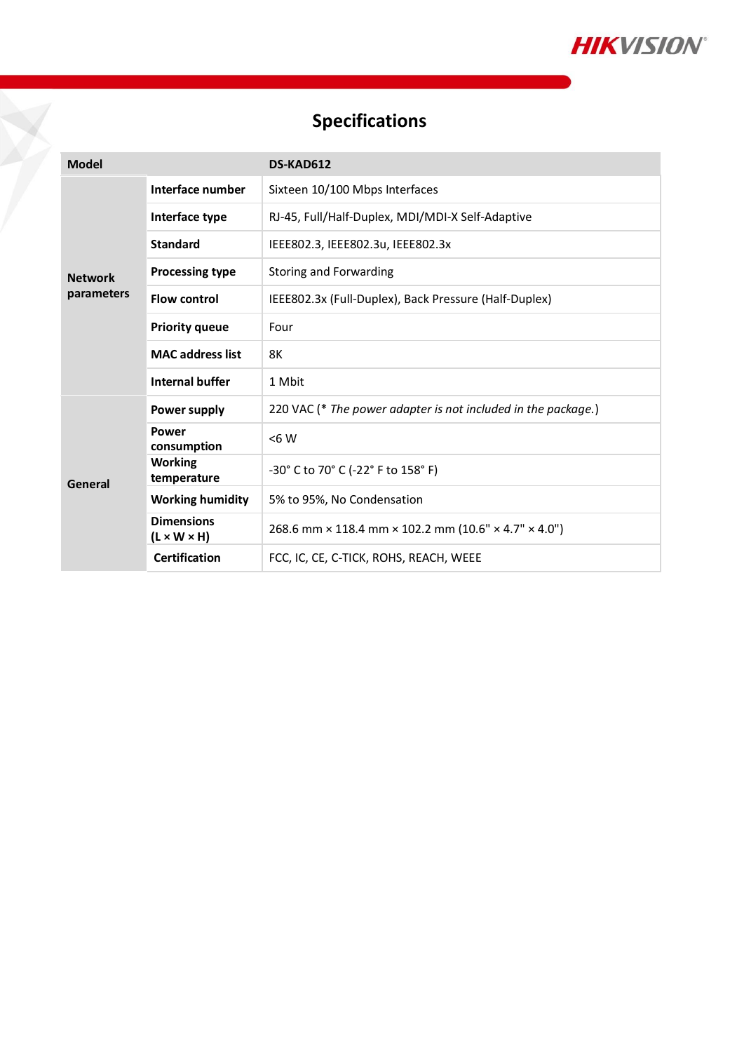# Specifications

| Model | | DS-KAD612 |
|---|---|---|
| Network parameters | Interface number | Sixteen 10/100 Mbps Interfaces |
| | Interface type | RJ-45, Full/Half-Duplex, MDI/MDI-X Self-Adaptive |
| | Standard | IEEE802.3, IEEE802.3u, IEEE802.3x |
| | Processing type | Storing and Forwarding |
| | Flow control | IEEE802.3x (Full-Duplex), Back Pressure (Half-Duplex) |
| | Priority queue | Four |
| | MAC address list | 8K |
| | Internal buffer | 1 Mbit |
| General | Power supply | 220 VAC (* *The power adapter is not included in the package.*) |
| | Power consumption | <6 W |
| | Working temperature | -30° C to 70° C (-22° F to 158° F) |
| | Working humidity | 5% to 95%, No Condensation |
| | Dimensions (L × W × H) | 268.6 mm × 118.4 mm × 102.2 mm (10.6" × 4.7" × 4.0") |
| | Certification | FCC, IC, CE, C-TICK, ROHS, REACH, WEEE |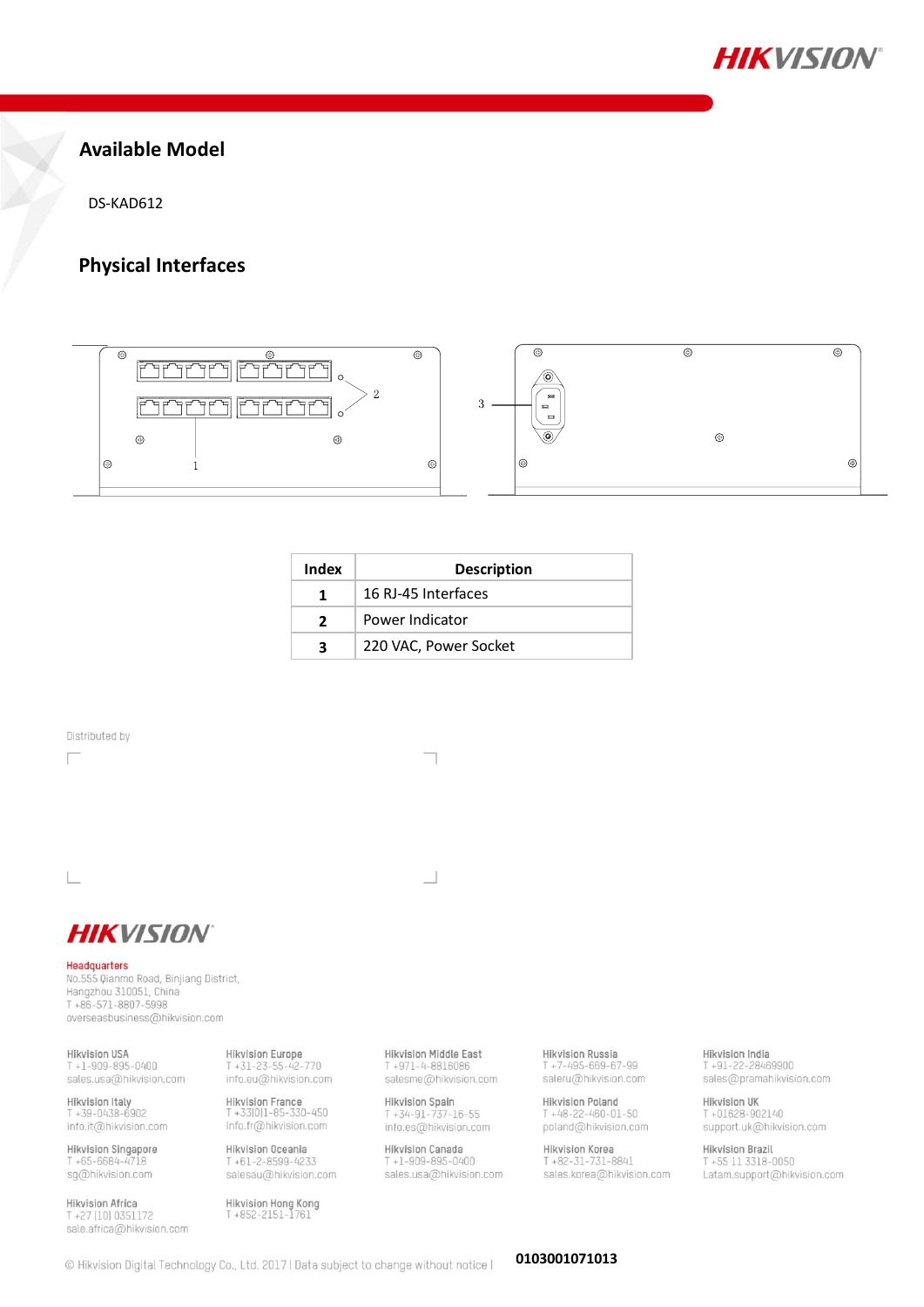## Available Model

DS-KAD612

## Physical Interfaces

1

2

3

| Index | Description |
| --- | --- |
| 1 | 16 RJ-45 Interfaces |
| 2 | Power Indicator |
| 3 | 220 VAC, Power Socket |

Distributed by

**HIKVISION**

Headquarters
No.555 Qianmo Road, Binjiang District,
Hangzhou 310051, China
T +86-571-8807-5998
overseasbusiness@hikvision.com

Hikvision USA
T +1-909-895-0400
sales.usa@hikvision.com

Hikvision Europe
T +31-23-55-42-770
info.eu@hikvision.com

Hikvision Middle East
T +971-4-8816086
salesme@hikvision.com

Hikvision Russia
T +7-495-669-67-99
saleru@hikvision.com

Hikvision India
T +91-22-28469900
sales@pramahikvision.com

Hikvision Italy
T +39-0438-6902
info.it@hikvision.com

Hikvision France
T +33(0)1-85-330-450
info.fr@hikvision.com

Hikvision Spain
T +34-91-737-16-55
info.es@hikvision.com

Hikvision Poland
T +48-22-460-01-50
poland@hikvision.com

Hikvision UK
T +01628-902140
support.uk@hikvision.com

Hikvision Singapore
T +65-6684-4718
sg@hikvision.com

Hikvision Oceania
T +61-2-8599-4233
salesau@hikvision.com

Hikvision Canada
T +1-909-895-0400
sales.usa@hikvision.com

Hikvision Korea
T +82-31-731-8841
sales.korea@hikvision.com

Hikvision Brazil
T +55 11 3318-0050
Latam.support@hikvision.com

Hikvision Africa
T +27 (10) 0351172
sale.africa@hikvision.com

Hikvision Hong Kong
T +852-2151-1761

© Hikvision Digital Technology Co., Ltd. 2017 | Data subject to change without notice | **0103001071013**